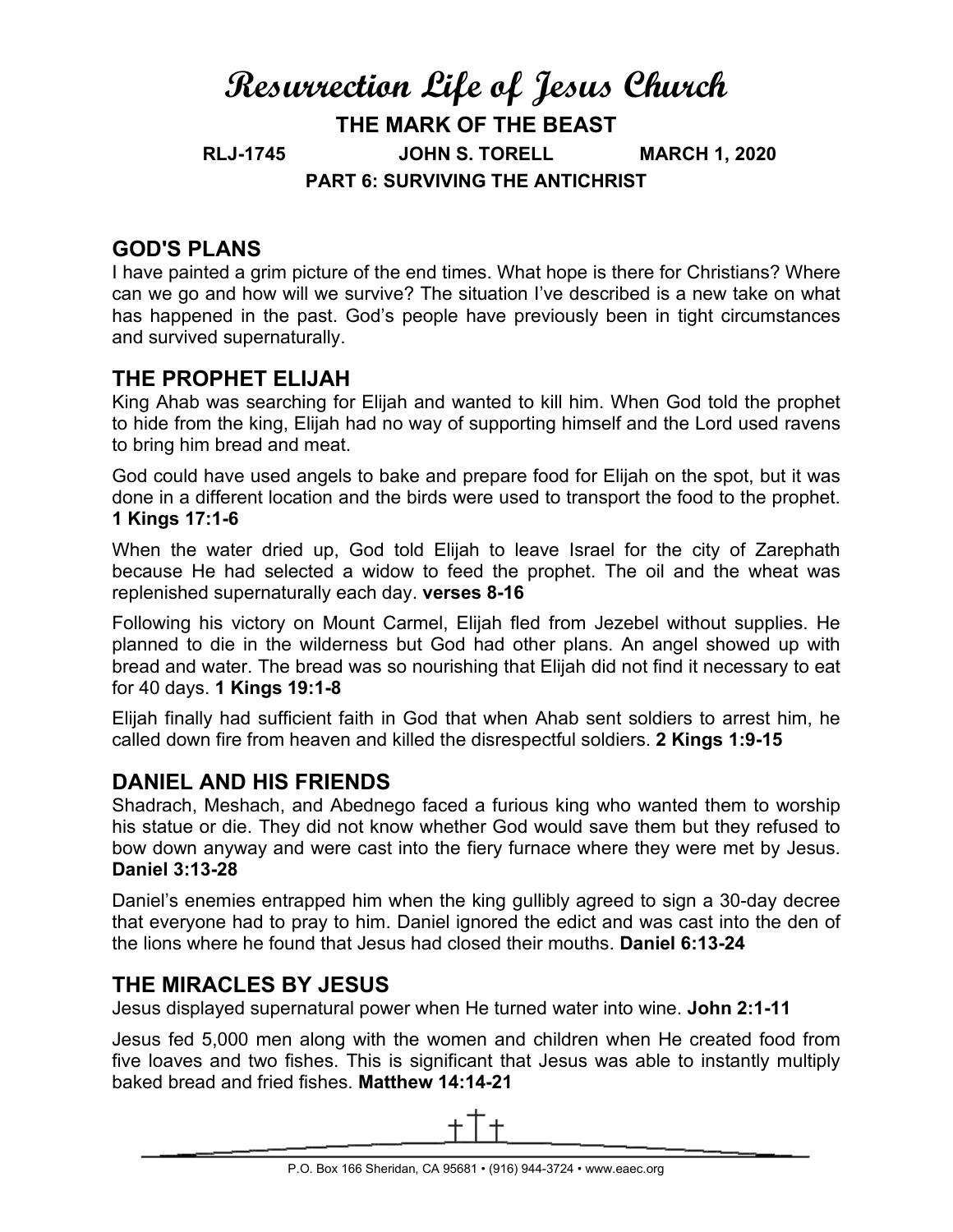# Resurrection Life of Jesus Church

**THE MARK OF THE BEAST**

**RLJ-1745 JOHN S. TORELL MARCH 1, 2020**

**PART 6: SURVIVING THE ANTICHRIST**

## GOD'S PLANS

I have painted a grim picture of the end times. What hope is there for Christians? Where can we go and how will we survive? The situation I've described is a new take on what has happened in the past. God's people have previously been in tight circumstances and survived supernaturally.

## THE PROPHET ELIJAH

King Ahab was searching for Elijah and wanted to kill him. When God told the prophet to hide from the king, Elijah had no way of supporting himself and the Lord used ravens to bring him bread and meat.

God could have used angels to bake and prepare food for Elijah on the spot, but it was done in a different location and the birds were used to transport the food to the prophet. **1 Kings 17:1-6**

When the water dried up, God told Elijah to leave Israel for the city of Zarephath because He had selected a widow to feed the prophet. The oil and the wheat was replenished supernaturally each day. **verses 8-16**

Following his victory on Mount Carmel, Elijah fled from Jezebel without supplies. He planned to die in the wilderness but God had other plans. An angel showed up with bread and water. The bread was so nourishing that Elijah did not find it necessary to eat for 40 days. **1 Kings 19:1-8**

Elijah finally had sufficient faith in God that when Ahab sent soldiers to arrest him, he called down fire from heaven and killed the disrespectful soldiers. **2 Kings 1:9-15**

## DANIEL AND HIS FRIENDS

Shadrach, Meshach, and Abednego faced a furious king who wanted them to worship his statue or die. They did not know whether God would save them but they refused to bow down anyway and were cast into the fiery furnace where they were met by Jesus. **Daniel 3:13-28**

Daniel's enemies entrapped him when the king gullibly agreed to sign a 30-day decree that everyone had to pray to him. Daniel ignored the edict and was cast into the den of the lions where he found that Jesus had closed their mouths. **Daniel 6:13-24**

## THE MIRACLES BY JESUS

Jesus displayed supernatural power when He turned water into wine. **John 2:1-11**

Jesus fed 5,000 men along with the women and children when He created food from five loaves and two fishes. This is significant that Jesus was able to instantly multiply baked bread and fried fishes. **Matthew 14:14-21**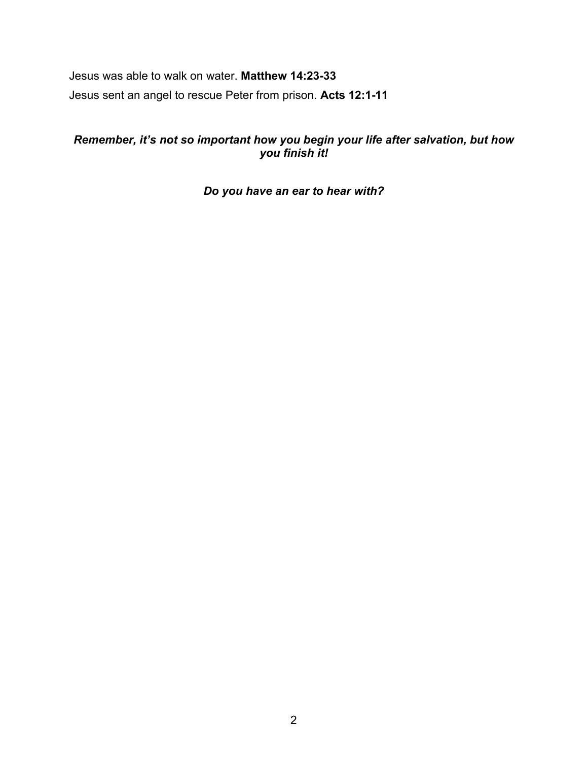Jesus was able to walk on water. **Matthew 14:23-33**

Jesus sent an angel to rescue Peter from prison. **Acts 12:1-11**

***Remember, it's not so important how you begin your life after salvation, but how you finish it!***

***Do you have an ear to hear with?***